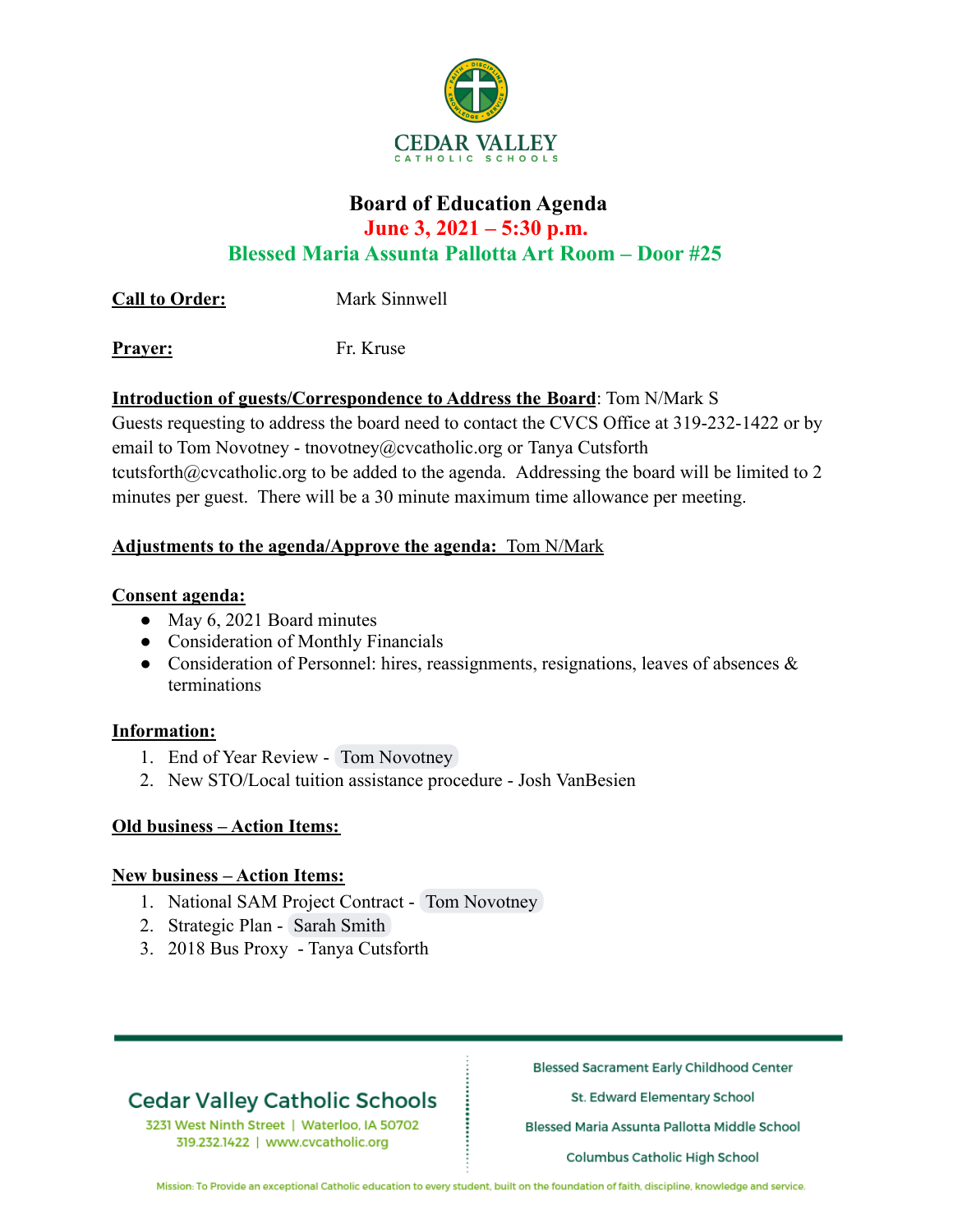CEDAR VALLEY
CATHOLIC SCHOOLS

# Board of Education Agenda

## June 3, 2021 – 5:30 p.m.

## Blessed Maria Assunta Pallotta Art Room – Door #25

**Call to Order:** Mark Sinnwell

**Prayer:** Fr. Kruse

**Introduction of guests/Correspondence to Address the Board**: Tom N/Mark S
Guests requesting to address the board need to contact the CVCS Office at 319-232-1422 or by email to Tom Novotney - tnovotney@cvcatholic.org or Tanya Cutsforth tcutsforth@cvcatholic.org to be added to the agenda. Addressing the board will be limited to 2 minutes per guest. There will be a 30 minute maximum time allowance per meeting.

**Adjustments to the agenda/Approve the agenda:** Tom N/Mark

**Consent agenda:**

- May 6, 2021 Board minutes
- Consideration of Monthly Financials
- Consideration of Personnel: hires, reassignments, resignations, leaves of absences & terminations

**Information:**

1. End of Year Review - Tom Novotney
2. New STO/Local tuition assistance procedure - Josh VanBesien

**Old business – Action Items:**

**New business – Action Items:**

1. National SAM Project Contract - Tom Novotney
2. Strategic Plan - Sarah Smith
3. 2018 Bus Proxy - Tanya Cutsforth

Cedar Valley Catholic Schools
3231 West Ninth Street | Waterloo, IA 50702
319.232.1422 | www.cvcatholic.org

Blessed Sacrament Early Childhood Center
St. Edward Elementary School
Blessed Maria Assunta Pallotta Middle School
Columbus Catholic High School

Mission: To Provide an exceptional Catholic education to every student, built on the foundation of faith, discipline, knowledge and service.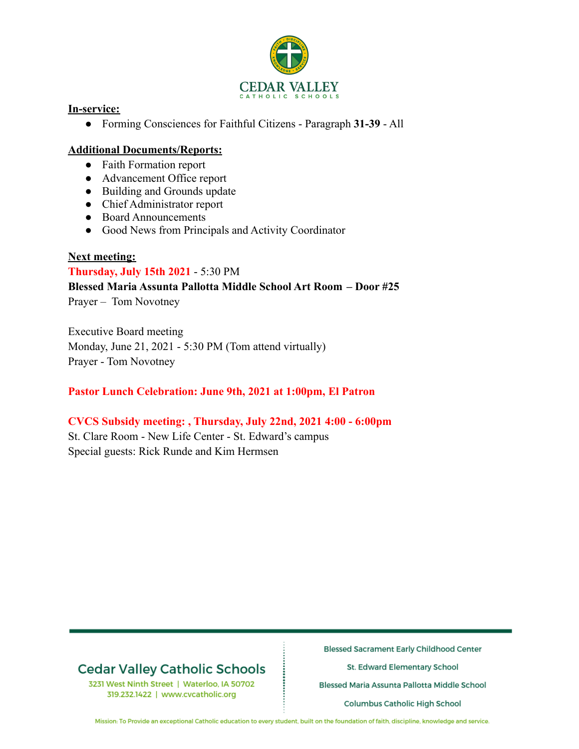**In-service:**

- Forming Consciences for Faithful Citizens - Paragraph **31-39** - All

**Additional Documents/Reports:**

- Faith Formation report
- Advancement Office report
- Building and Grounds update
- Chief Administrator report
- Board Announcements
- Good News from Principals and Activity Coordinator

**Next meeting:**

**Thursday, July 15th 2021** - 5:30 PM
**Blessed Maria Assunta Pallotta Middle School Art Room – Door #25**
Prayer – Tom Novotney

Executive Board meeting
Monday, June 21, 2021 - 5:30 PM (Tom attend virtually)
Prayer - Tom Novotney

**Pastor Lunch Celebration: June 9th, 2021 at 1:00pm, El Patron**

**CVCS Subsidy meeting: , Thursday, July 22nd, 2021 4:00 - 6:00pm**
St. Clare Room - New Life Center - St. Edward's campus
Special guests: Rick Runde and Kim Hermsen